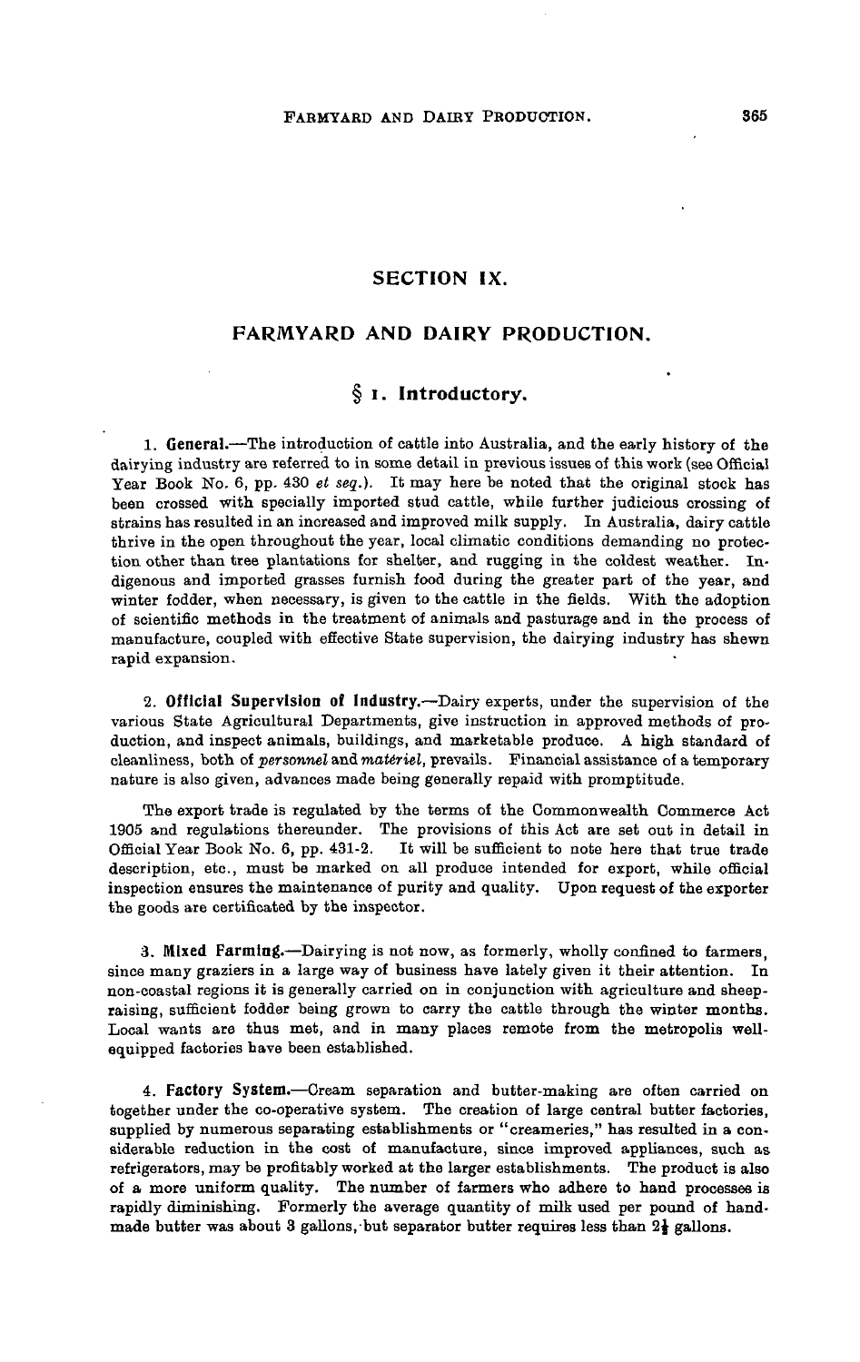# SECTION IX.

## FARMYARD AND DAIRY PRODUCTION.

### § 1. Introductory.

1. **General.**—The introduction of cattle into Australia, and the early history of the dairying industry are referred to in some detail in previous issues of this work (see Official Year Book No. 6, pp. 430 *et seq.*). It may here be noted that the original stock has been crossed with specially imported stud cattle, while further judicious crossing of strains has resulted in an increased and improved milk supply. In Australia, dairy cattle thrive in the open throughout the year, local climatic conditions demanding no protection other than tree plantations for shelter, and rugging in the coldest weather. Indigenous and imported grasses furnish food during the greater part of the year, and winter fodder, when necessary, is given to the cattle in the fields. With the adoption of scientific methods in the treatment of animals and pasturage and in the process of manufacture, coupled with effective State supervision, the dairying industry has shewn rapid expansion.

2. **Official Supervision of Industry.**—Dairy experts, under the supervision of the various State Agricultural Departments, give instruction in approved methods of production, and inspect animals, buildings, and marketable produce. A high standard of cleanliness, both of *personnel* and *matériel*, prevails. Financial assistance of a temporary nature is also given, advances made being generally repaid with promptitude.

The export trade is regulated by the terms of the Commonwealth Commerce Act 1905 and regulations thereunder. The provisions of this Act are set out in detail in Official Year Book No. 6, pp. 431-2. It will be sufficient to note here that true trade description, etc., must be marked on all produce intended for export, while official inspection ensures the maintenance of purity and quality. Upon request of the exporter the goods are certificated by the inspector.

3. **Mixed Farming.**—Dairying is not now, as formerly, wholly confined to farmers, since many graziers in a large way of business have lately given it their attention. In non-coastal regions it is generally carried on in conjunction with agriculture and sheep-raising, sufficient fodder being grown to carry the cattle through the winter months. Local wants are thus met, and in many places remote from the metropolis well-equipped factories have been established.

4. **Factory System.**—Cream separation and butter-making are often carried on together under the co-operative system. The creation of large central butter factories, supplied by numerous separating establishments or "creameries," has resulted in a considerable reduction in the cost of manufacture, since improved appliances, such as refrigerators, may be profitably worked at the larger establishments. The product is also of a more uniform quality. The number of farmers who adhere to hand processes is rapidly diminishing. Formerly the average quantity of milk used per pound of hand-made butter was about 3 gallons, but separator butter requires less than 2½ gallons.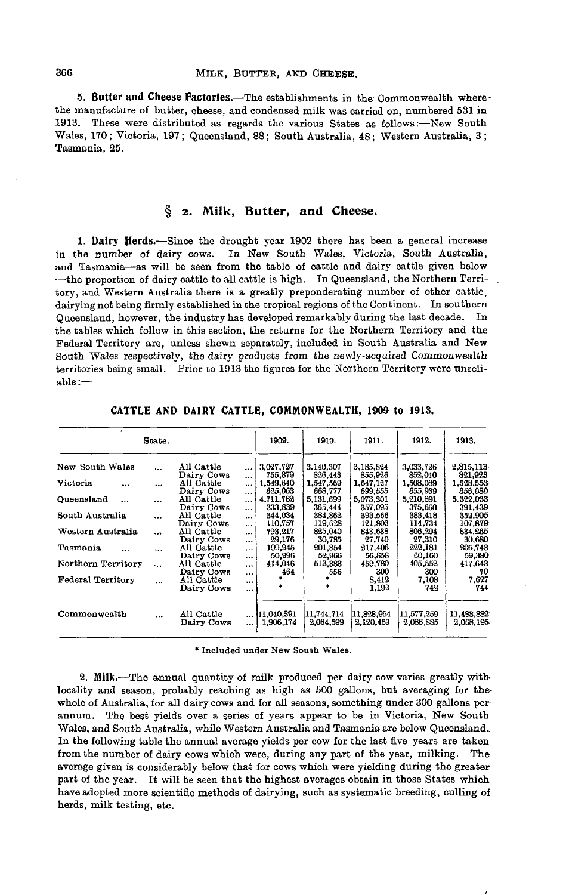5. **Butter and Cheese Factories.**—The establishments in the Commonwealth where the manufacture of butter, cheese, and condensed milk was carried on, numbered 531 in 1913. These were distributed as regards the various States as follows:—New South Wales, 170; Victoria, 197; Queensland, 88; South Australia, 48; Western Australia, 3; Tasmania, 25.

## § 2. Milk, Butter, and Cheese.

1. **Dairy Herds.**—Since the drought year 1902 there has been a general increase in the number of dairy cows. In New South Wales, Victoria, South Australia, and Tasmania—as will be seen from the table of cattle and dairy cattle given below—the proportion of dairy cattle to all cattle is high. In Queensland, the Northern Territory, and Western Australia there is a greatly preponderating number of other cattle, dairying not being firmly established in the tropical regions of the Continent. In southern Queensland, however, the industry has developed remarkably during the last decade. In the tables which follow in this section, the returns for the Northern Territory and the Federal Territory are, unless shewn separately, included in South Australia and New South Wales respectively, the dairy products from the newly-acquired Commonwealth territories being small. Prior to 1913 the figures for the Northern Territory were unreliable:—

**CATTLE AND DAIRY CATTLE, COMMONWEALTH, 1909 to 1913.**

| State. | | 1909. | 1910. | 1911. | 1912. | 1913. |
|---|---|---|---|---|---|---|
| New South Wales ... | All Cattle ... | 3,027,727 | 3,140,307 | 3,185,824 | 3,033,726 | 2,815,113 |
| | Dairy Cows ... | 755,879 | 826,443 | 855,926 | 852,040 | 821,923 |
| Victoria ... ... | All Cattle ... | 1,549,640 | 1,547,569 | 1,647,127 | 1,508,089 | 1,528,553 |
| | Dairy Cows ... | 625,063 | 668,777 | 699,555 | 655,939 | 656,080 |
| Queensland ... ... | All Cattle ... | 4,711,782 | 5,131,699 | 5,073,201 | 5,210,891 | 5,322,033 |
| | Dairy Cows ... | 333,839 | 365,444 | 357,095 | 375,660 | 391,439 |
| South Australia ... | All Cattle ... | 344,034 | 384,862 | 393,566 | 383,418 | 352,905 |
| | Dairy Cows ... | 110,757 | 119,628 | 121,803 | 114,734 | 107,879 |
| Western Australia ... | All Cattle ... | 793,217 | 825,040 | 843,638 | 806,294 | 834,265 |
| | Dairy Cows ... | 29,176 | 30,785 | 27,740 | 27,310 | 30,680 |
| Tasmania ... ... | All Cattle ... | 199,945 | 201,854 | 217,406 | 222,181 | 205,743 |
| | Dairy Cows ... | 50,996 | 52,966 | 56,858 | 60,160 | 59,380 |
| Northern Territory ... | All Cattle ... | 414,046 | 513,383 | 459,780 | 405,552 | 417,643 |
| | Dairy Cows ... | 464 | 556 | 300 | 300 | 70 |
| Federal Territory ... | All Cattle ... | * | * | 8,412 | 7,108 | 7,627 |
| | Dairy Cows ... | * | * | 1,192 | 742 | 744 |
| Commonwealth ... | All Cattle ... | 11,040,391 | 11,744,714 | 11,828,954 | 11,577,259 | 11,483,882 |
| | Dairy Cows ... | 1,906,174 | 2,064,599 | 2,120,469 | 2,086,885 | 2,068,195 |

\* Included under New South Wales.

2. **Milk.**—The annual quantity of milk produced per dairy cow varies greatly with locality and season, probably reaching as high as 500 gallons, but averaging for the whole of Australia, for all dairy cows and for all seasons, something under 300 gallons per annum. The best yields over a series of years appear to be in Victoria, New South Wales, and South Australia, while Western Australia and Tasmania are below Queensland. In the following table the annual average yields per cow for the last five years are taken from the number of dairy cows which were, during any part of the year, milking. The average given is considerably below that for cows which were yielding during the greater part of the year. It will be seen that the highest averages obtain in those States which have adopted more scientific methods of dairying, such as systematic breeding, culling of herds, milk testing, etc.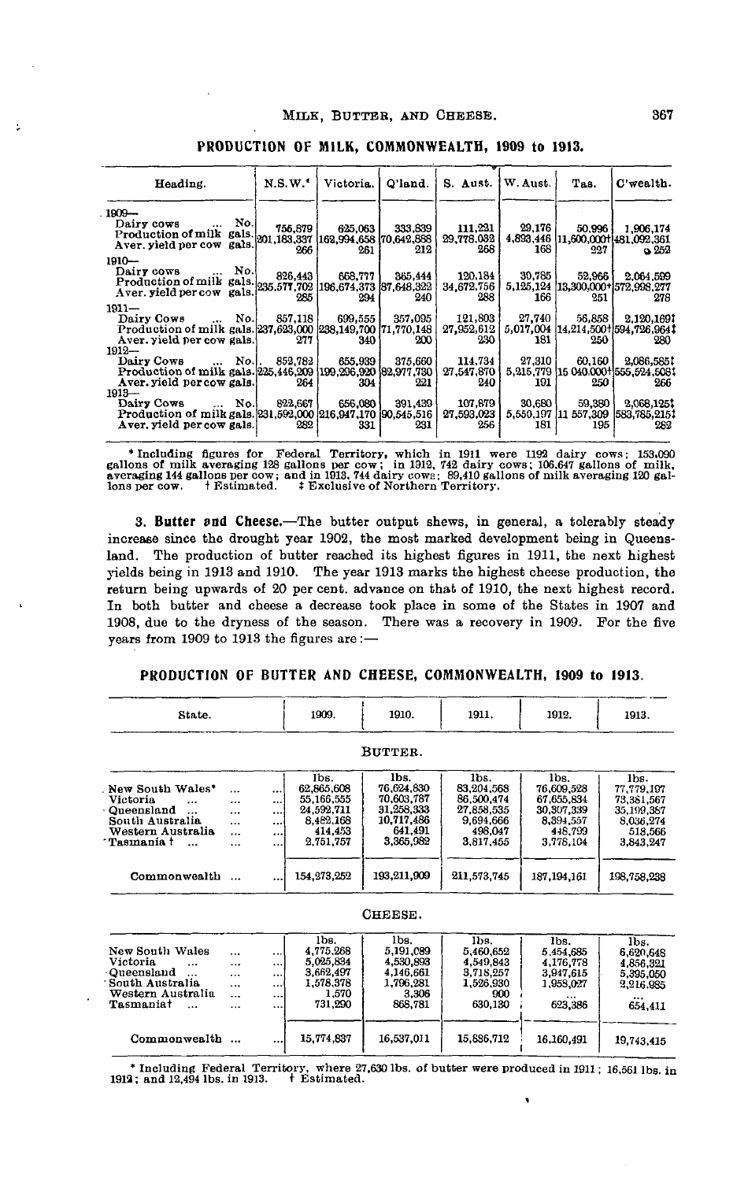## PRODUCTION OF MILK, COMMONWEALTH, 1909 to 1913.

| Heading. | N.S.W.* | Victoria. | Q'land. | S. Aust. | W. Aust. | Tas. | C'wealth. |
|---|---|---|---|---|---|---|---|
| **1909—** | | | | | | | |
| Dairy cows ... No. | 756,879 | 625,063 | 333,839 | 111,221 | 29,176 | 50,996 | 1,906,174 |
| Production of milk gals. | 201,183,337 | 162,994,658 | 70,642,888 | 29,778,032 | 4,893,446 | 11,600,000† | 481,092,361 |
| Aver. yield per cow gals. | 266 | 261 | 212 | 268 | 168 | 227 | 252 |
| **1910—** | | | | | | | |
| Dairy cows ... No. | 826,443 | 668,777 | 365,444 | 120,184 | 30,785 | 52,966 | 2,064,599 |
| Production of milk gals. | 235,577,702 | 196,674,373 | 87,648,322 | 34,672,756 | 5,125,124 | 13,300,000† | 572,998,277 |
| Aver. yield per cow gals. | 285 | 294 | 240 | 288 | 166 | 251 | 278 |
| **1911—** | | | | | | | |
| Dairy Cows ... No. | 857,118 | 699,555 | 357,095 | 121,803 | 27,740 | 56,858 | 2,120,169‡ |
| Production of milk gals. | 237,623,000 | 238,149,700 | 71,770,148 | 27,952,612 | 5,017,004 | 14,214,500† | 594,726,964‡ |
| Aver. yield per cow gals. | 277 | 340 | 200 | 230 | 181 | 250 | 280 |
| **1912—** | | | | | | | |
| Dairy Cows ... No. | 852,782 | 655,939 | 375,660 | 114,734 | 27,310 | 60,160 | 2,086,585‡ |
| Production of milk gals. | 225,446,209 | 199,296,920 | 82,977,730 | 27,547,870 | 5,215,779 | 15 040,000† | 555,524,508‡ |
| Aver. yield per cow gals. | 264 | 304 | 221 | 240 | 191 | 250 | 266 |
| **1913—** | | | | | | | |
| Dairy Cows ... No. | 822,667 | 656,080 | 391,439 | 107,879 | 30,680 | 59,380 | 2,068,125‡ |
| Production of milk gals. | 231,592,000 | 216,947,170 | 90,545,516 | 27,593,023 | 5,550,197 | 11 557,309 | 583,785,215‡ |
| Aver. yield per cow gals. | 282 | 331 | 231 | 256 | 181 | 195 | 282 |

\* Including figures for Federal Territory, which in 1911 were 1192 dairy cows; 153,090 gallons of milk averaging 128 gallons per cow; in 1912, 742 dairy cows; 106,647 gallons of milk, averaging 144 gallons per cow; and in 1913, 744 dairy cows; 89,410 gallons of milk averaging 120 gallons per cow. † Estimated. ‡ Exclusive of Northern Territory.

3. **Butter and Cheese.**—The butter output shews, in general, a tolerably steady increase since the drought year 1902, the most marked development being in Queensland. The production of butter reached its highest figures in 1911, the next highest yields being in 1913 and 1910. The year 1913 marks the highest cheese production, the return being upwards of 20 per cent. advance on that of 1910, the next highest record. In both butter and cheese a decrease took place in some of the States in 1907 and 1908, due to the dryness of the season. There was a recovery in 1909. For the five years from 1909 to 1913 the figures are:—

## PRODUCTION OF BUTTER AND CHEESE, COMMONWEALTH, 1909 to 1913.

| State. | 1909. | 1910. | 1911. | 1912. | 1913. |
|---|---|---|---|---|---|
| **BUTTER.** | | | | | |
| | lbs. | lbs. | lbs. | lbs. | lbs. |
| New South Wales* ... ... | 62,865,608 | 76,624,830 | 83,204,568 | 76,609,528 | 77,779,197 |
| Victoria ... ... | 55,166,555 | 70,603,787 | 86,500,474 | 67,655,834 | 73,381,567 |
| Queensland ... ... | 24,592,711 | 31,258,333 | 27,858,535 | 30,307,339 | 35,199,387 |
| South Australia ... | 8,482,168 | 10,717,486 | 9,694,666 | 8,394,557 | 8,036,274 |
| Western Australia ... | 414,453 | 641,491 | 498,047 | 448,799 | 518,566 |
| Tasmania † ... ... | 2,751,757 | 3,365,982 | 3,817,455 | 3,778,104 | 3,843,247 |
| Commonwealth ... | 154,273,252 | 193,211,909 | 211,573,745 | 187,194,161 | 198,758,238 |
| **CHEESE.** | | | | | |
| | lbs. | lbs. | lbs. | lbs. | lbs. |
| New South Wales ... | 4,775,268 | 5,191,089 | 5,460,652 | 5,454,685 | 6,620,648 |
| Victoria ... ... | 5,025,834 | 4,530,893 | 4,549,843 | 4,176,778 | 4,856,321 |
| Queensland ... ... | 3,662,497 | 4,146,661 | 3,718,257 | 3,947,615 | 5,395,050 |
| South Australia ... | 1,578,378 | 1,796,281 | 1,526,930 | 1,958,027 | 2,216,985 |
| Western Australia ... | 1,570 | 3,306 | 900 | ... | ... |
| Tasmania† ... ... | 731,290 | 868,781 | 630,130 | 623,386 | 654,411 |
| Commonwealth ... | 15,774,837 | 16,537,011 | 15,886,712 | 16,160,491 | 19,743,415 |

\* Including Federal Territory, where 27,630 lbs. of butter were produced in 1911; 16,561 lbs. in 1912; and 12,494 lbs. in 1913. † Estimated.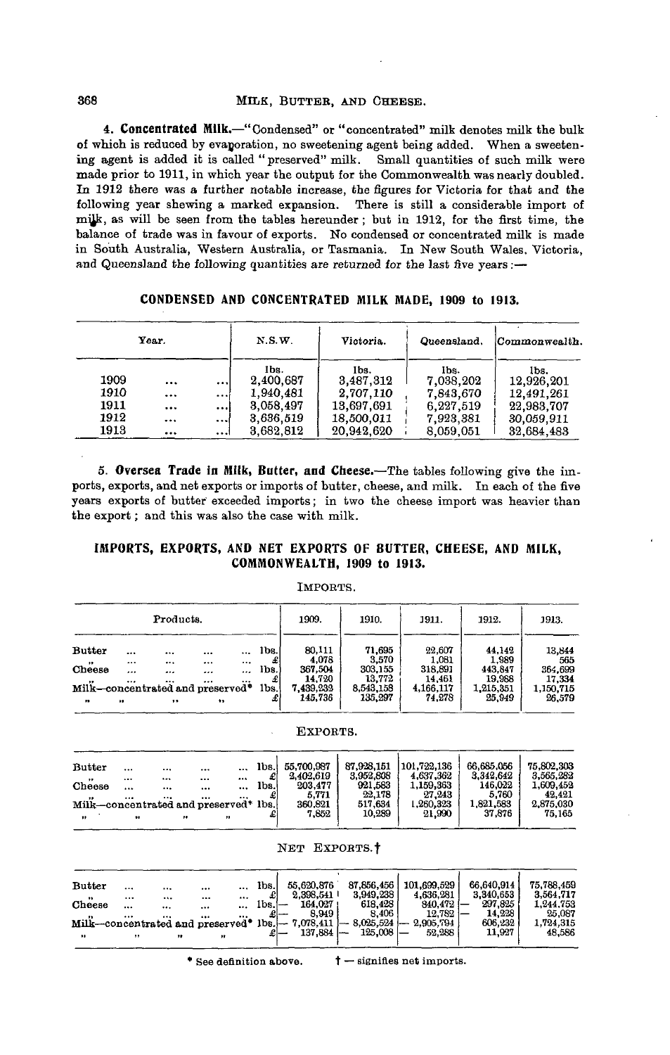**4. Concentrated Milk.**—"Condensed" or "concentrated" milk denotes milk the bulk of which is reduced by evaporation, no sweetening agent being added. When a sweetening agent is added it is called "preserved" milk. Small quantities of such milk were made prior to 1911, in which year the output for the Commonwealth was nearly doubled. In 1912 there was a further notable increase, the figures for Victoria for that and the following year shewing a marked expansion. There is still a considerable import of milk, as will be seen from the tables hereunder; but in 1912, for the first time, the balance of trade was in favour of exports. No condensed or concentrated milk is made in South Australia, Western Australia, or Tasmania. In New South Wales, Victoria, and Queensland the following quantities are returned for the last five years:—

**CONDENSED AND CONCENTRATED MILK MADE, 1909 to 1913.**

| Year. | N.S.W. | Victoria. | Queensland. | Commonwealth. |
|---|---|---|---|---|
| | lbs. | lbs. | lbs. | lbs. |
| 1909 ... ... | 2,400,687 | 3,487,312 | 7,038,202 | 12,926,201 |
| 1910 ... ... | 1,940,481 | 2,707,110 | 7,843,670 | 12,491,261 |
| 1911 ... ... | 3,058,497 | 13,697,691 | 6,227,519 | 22,983,707 |
| 1912 ... ... | 3,636,519 | 18,500,011 | 7,923,381 | 30,059,911 |
| 1913 ... ... | 3,682,812 | 20,942,620 | 8,059,051 | 32,684,483 |

**5. Oversea Trade in Milk, Butter, and Cheese.**—The tables following give the imports, exports, and net exports or imports of butter, cheese, and milk. In each of the five years exports of butter exceeded imports; in two the cheese import was heavier than the export; and this was also the case with milk.

**IMPORTS, EXPORTS, AND NET EXPORTS OF BUTTER, CHEESE, AND MILK, COMMONWEALTH, 1909 to 1913.**

IMPORTS.

| Products. | | 1909. | 1910. | 1911. | 1912. | 1913. |
|---|---|---|---|---|---|---|
| Butter ... ... ... ... | lbs. | 80,111 | 71,695 | 22,607 | 44,142 | 13,844 |
| " ... ... ... ... | £ | 4,078 | 3,570 | 1,081 | 1,989 | 565 |
| Cheese ... ... ... ... | lbs. | 367,504 | 303,155 | 318,891 | 443,847 | 364,699 |
| " ... ... ... ... | £ | 14,720 | 13,772 | 14,461 | 19,988 | 17,334 |
| Milk—concentrated and preserved* | lbs. | 7,439,232 | 8,543,158 | 4,166,117 | 1,215,351 | 1,150,715 |
| " " " " | £ | 145,736 | 135,297 | 74,278 | 25,949 | 26,579 |

EXPORTS.

| Products. | | 1909. | 1910. | 1911. | 1912. | 1913. |
|---|---|---|---|---|---|---|
| Butter ... ... ... ... | lbs. | 55,700,987 | 87,928,151 | 101,722,136 | 66,685,056 | 75,802,303 |
| " ... ... ... ... | £ | 2,402,619 | 3,952,808 | 4,637,362 | 3,342,642 | 3,565,282 |
| Cheese ... ... ... ... | lbs. | 203,477 | 921,583 | 1,159,363 | 146,022 | 1,609,452 |
| " ... ... ... ... | £ | 5,771 | 22,178 | 27,243 | 5,760 | 42,421 |
| Milk—concentrated and preserved* | lbs. | 360,821 | 517,634 | 1,260,323 | 1,821,583 | 2,875,030 |
| " " " " | £ | 7,852 | 10,289 | 21,990 | 37,876 | 75,165 |

NET EXPORTS.†

| Products. | | 1909. | 1910. | 1911. | 1912. | 1913. |
|---|---|---|---|---|---|---|
| Butter ... ... ... ... | lbs. | 55,620,876 | 87,856,456 | 101,699,529 | 66,640,914 | 75,788,459 |
| " ... ... ... ... | £ | 2,398,541 | 3,949,238 | 4,636,281 | 3,340,653 | 3,564,717 |
| Cheese ... ... ... ... | lbs. | — 164,027 | 618,428 | 840,472 | — 297,825 | 1,244,753 |
| " ... ... ... ... | £ | — 8,949 | 8,406 | 12,782 | — 14,228 | 25,087 |
| Milk—concentrated and preserved* | lbs. | — 7,078,411 | — 8,025,524 | — 2,905,794 | 606,232 | 1,724,315 |
| " " " " | £ | — 137,884 | — 125,008 | — 52,288 | 11,927 | 48,586 |

\* See definition above. † — signifies net imports.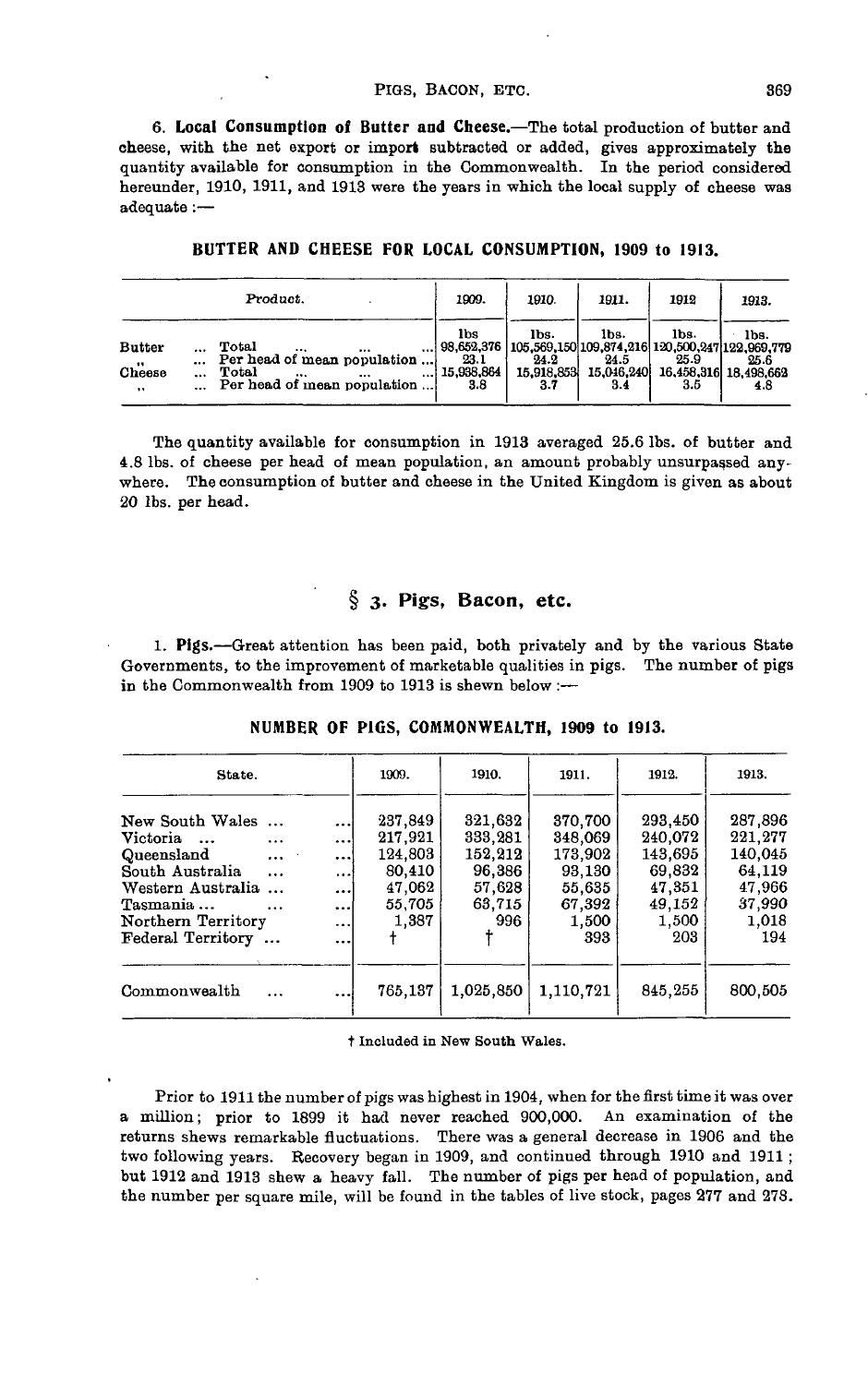6. **Local Consumption of Butter and Cheese.**—The total production of butter and cheese, with the net export or import subtracted or added, gives approximately the quantity available for consumption in the Commonwealth. In the period considered hereunder, 1910, 1911, and 1913 were the years in which the local supply of cheese was adequate :—

**BUTTER AND CHEESE FOR LOCAL CONSUMPTION, 1909 to 1913.**

| Product. | | 1909. | 1910. | 1911. | 1912 | 1913. |
|---|---|---|---|---|---|---|
| | | lbs | lbs. | lbs. | lbs. | lbs. |
| Butter | ... Total ... ... ... | 98,652,376 | 105,569,150 | 109,874,216 | 120,500,247 | 122,969,779 |
| „ | ... Per head of mean population ... | 23.1 | 24.2 | 24.5 | 25.9 | 25.6 |
| Cheese | ... Total ... ... ... | 15,938,864 | 15,918,853 | 15,046,240 | 16,458,316 | 18,498,662 |
| „ | ... Per head of mean population ... | 3.8 | 3.7 | 3.4 | 3.5 | 4.8 |

The quantity available for consumption in 1913 averaged 25.6 lbs. of butter and 4.8 lbs. of cheese per head of mean population, an amount probably unsurpassed anywhere. The consumption of butter and cheese in the United Kingdom is given as about 20 lbs. per head.

## § 3. Pigs, Bacon, etc.

1. **Pigs.**—Great attention has been paid, both privately and by the various State Governments, to the improvement of marketable qualities in pigs. The number of pigs in the Commonwealth from 1909 to 1913 is shewn below :—

**NUMBER OF PIGS, COMMONWEALTH, 1909 to 1913.**

| State. | 1909. | 1910. | 1911. | 1912. | 1913. |
|---|---|---|---|---|---|
| New South Wales ... ... | 237,849 | 321,632 | 370,700 | 293,450 | 287,896 |
| Victoria ... ... ... | 217,921 | 333,281 | 348,069 | 240,072 | 221,277 |
| Queensland ... ... | 124,803 | 152,212 | 173,902 | 143,695 | 140,045 |
| South Australia ... ... | 80,410 | 96,386 | 93,130 | 69,832 | 64,119 |
| Western Australia ... ... | 47,062 | 57,628 | 55,635 | 47,351 | 47,966 |
| Tasmania ... ... ... | 55,705 | 63,715 | 67,392 | 49,152 | 37,990 |
| Northern Territory ... | 1,387 | 996 | 1,500 | 1,500 | 1,018 |
| Federal Territory ... ... | † | † | 393 | 203 | 194 |
| Commonwealth ... ... | 765,137 | 1,025,850 | 1,110,721 | 845,255 | 800,505 |

† Included in New South Wales.

Prior to 1911 the number of pigs was highest in 1904, when for the first time it was over a million; prior to 1899 it had never reached 900,000. An examination of the returns shews remarkable fluctuations. There was a general decrease in 1906 and the two following years. Recovery began in 1909, and continued through 1910 and 1911; but 1912 and 1913 shew a heavy fall. The number of pigs per head of population, and the number per square mile, will be found in the tables of live stock, pages 277 and 278.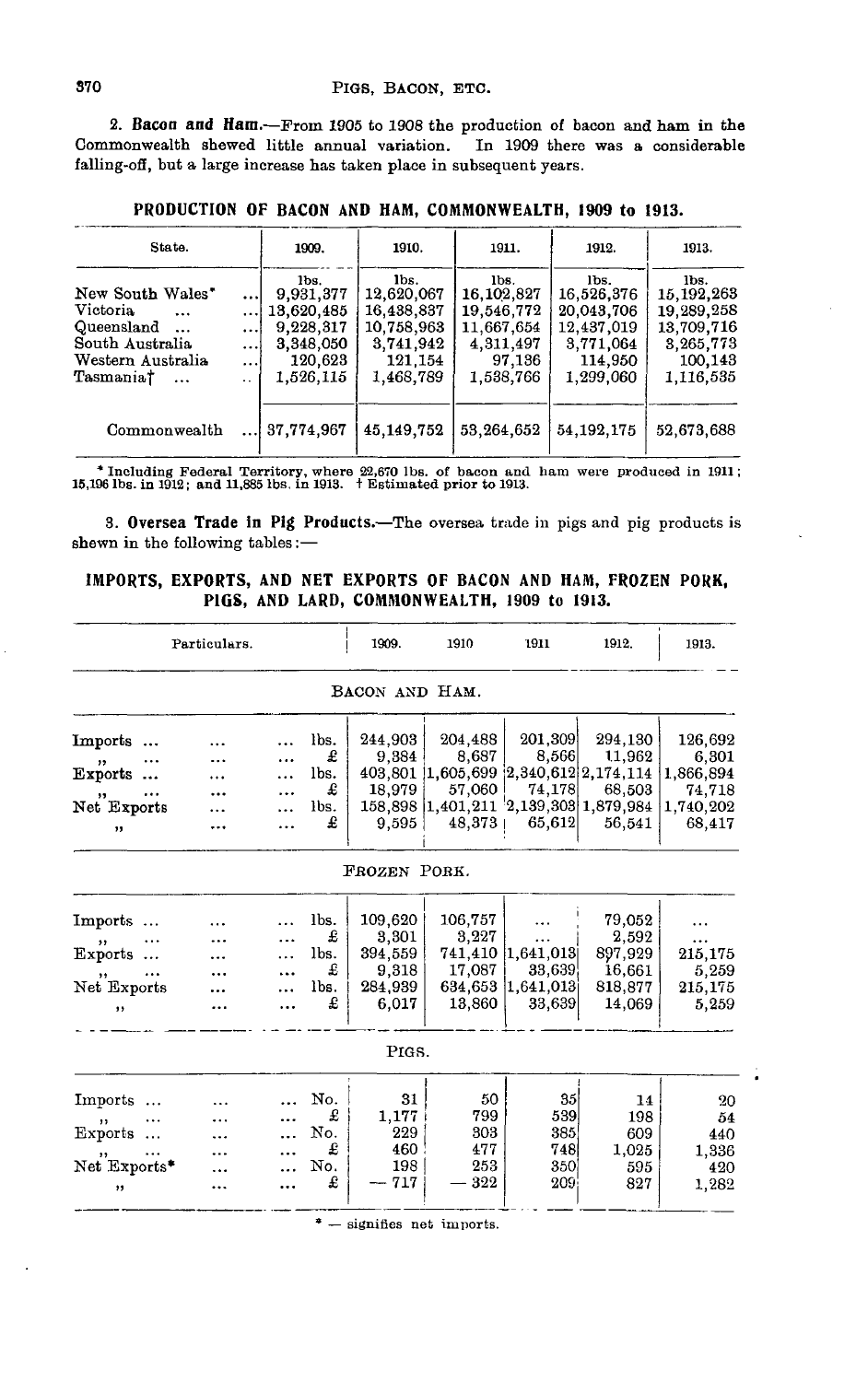**2. Bacon and Ham.**—From 1905 to 1908 the production of bacon and ham in the Commonwealth shewed little annual variation. In 1909 there was a considerable falling-off, but a large increase has taken place in subsequent years.

**PRODUCTION OF BACON AND HAM, COMMONWEALTH, 1909 to 1913.**

| State. | 1909. | 1910. | 1911. | 1912. | 1913. |
|---|---|---|---|---|---|
| | lbs. | lbs. | lbs. | lbs. | lbs. |
| New South Wales* | 9,931,377 | 12,620,067 | 16,102,827 | 16,526,376 | 15,192,263 |
| Victoria | 13,620,485 | 16,438,837 | 19,546,772 | 20,043,706 | 19,289,258 |
| Queensland | 9,228,317 | 10,758,963 | 11,667,654 | 12,437,019 | 13,709,716 |
| South Australia | 3,348,050 | 3,741,942 | 4,311,497 | 3,771,064 | 3,265,773 |
| Western Australia | 120,623 | 121,154 | 97,136 | 114,950 | 100,143 |
| Tasmania† | 1,526,115 | 1,468,789 | 1,538,766 | 1,299,060 | 1,116,535 |
| Commonwealth | 37,774,967 | 45,149,752 | 53,264,652 | 54,192,175 | 52,673,688 |

* Including Federal Territory, where 22,670 lbs. of bacon and ham were produced in 1911; 15,196 lbs. in 1912; and 11,885 lbs. in 1913. † Estimated prior to 1913.

**3. Oversea Trade in Pig Products.**—The oversea trade in pigs and pig products is shewn in the following tables:—

**IMPORTS, EXPORTS, AND NET EXPORTS OF BACON AND HAM, FROZEN PORK, PIGS, AND LARD, COMMONWEALTH, 1909 to 1913.**

| Particulars. | | 1909. | 1910 | 1911 | 1912. | 1913. |
|---|---|---|---|---|---|---|
| **BACON AND HAM.** | | | | | | |
| Imports | lbs. | 244,903 | 204,488 | 201,309 | 294,130 | 126,692 |
| ,, | £ | 9,384 | 8,687 | 8,566 | 11,962 | 6,301 |
| Exports | lbs. | 403,801 | 1,605,699 | 2,340,612 | 2,174,114 | 1,866,894 |
| ,, | £ | 18,979 | 57,060 | 74,178 | 68,503 | 74,718 |
| Net Exports | lbs. | 158,898 | 1,401,211 | 2,139,303 | 1,879,984 | 1,740,202 |
| ,, | £ | 9,595 | 48,373 | 65,612 | 56,541 | 68,417 |
| **FROZEN PORK.** | | | | | | |
| Imports | lbs. | 109,620 | 106,757 | ... | 79,052 | ... |
| ,, | £ | 3,301 | 3,227 | ... | 2,592 | ... |
| Exports | lbs. | 394,559 | 741,410 | 1,641,013 | 897,929 | 215,175 |
| ,, | £ | 9,318 | 17,087 | 33,639 | 16,661 | 5,259 |
| Net Exports | lbs. | 284,939 | 634,653 | 1,641,013 | 818,877 | 215,175 |
| ,, | £ | 6,017 | 13,860 | 33,639 | 14,069 | 5,259 |
| **PIGS.** | | | | | | |
| Imports | No. | 31 | 50 | 35 | 14 | 20 |
| ,, | £ | 1,177 | 799 | 539 | 198 | 54 |
| Exports | No. | 229 | 303 | 385 | 609 | 440 |
| ,, | £ | 460 | 477 | 748 | 1,025 | 1,336 |
| Net Exports* | No. | 198 | 253 | 350 | 595 | 420 |
| ,, | £ | — 717 | — 322 | 209 | 827 | 1,282 |

* — signifies net imports.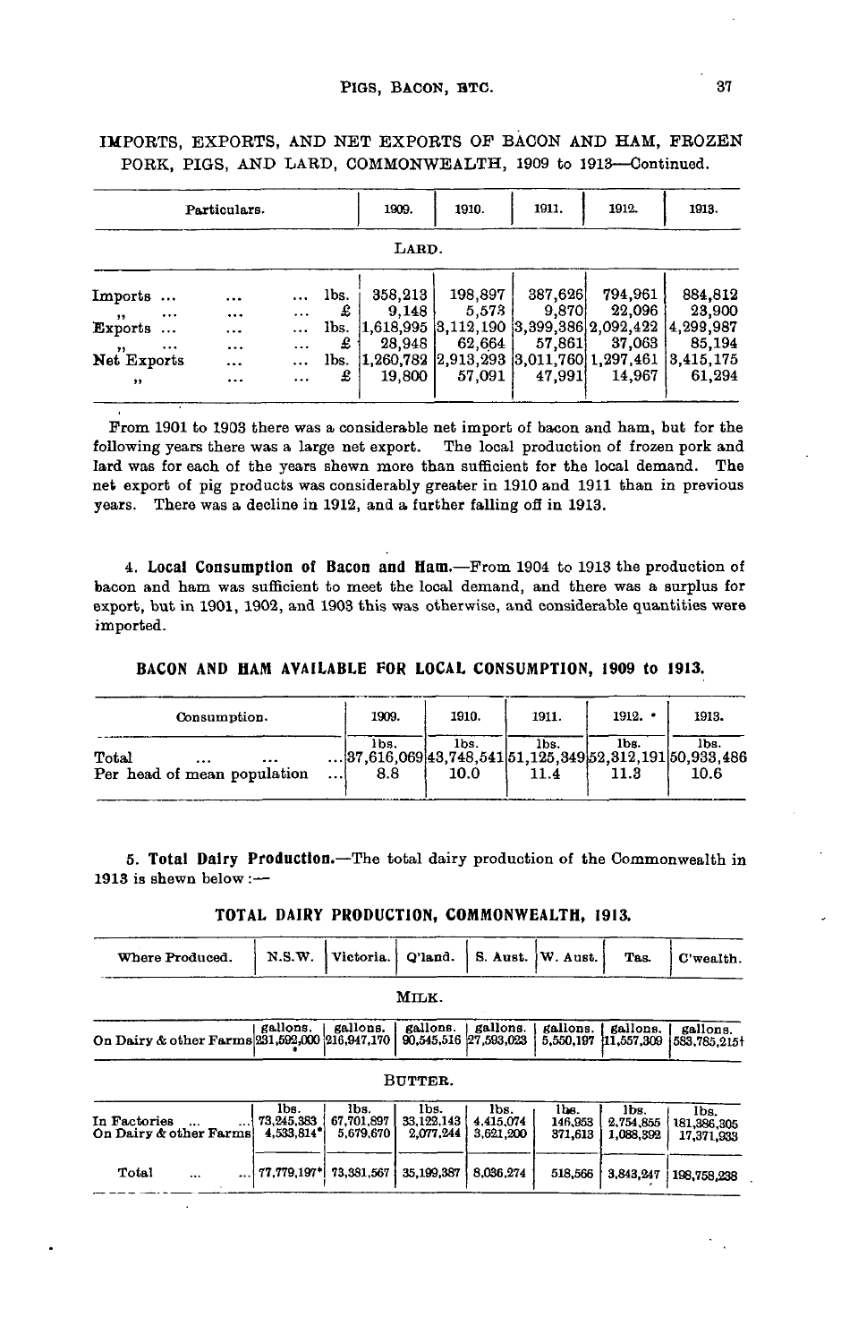IMPORTS, EXPORTS, AND NET EXPORTS OF BACON AND HAM, FROZEN PORK, PIGS, AND LARD, COMMONWEALTH, 1909 to 1913—Continued.

| Particulars. | | 1909. | 1910. | 1911. | 1912. | 1913. |
|---|---|---|---|---|---|---|
| LARD. | | | | | | |
| Imports ... | lbs. | 358,213 | 198,897 | 387,626 | 794,961 | 884,812 |
| ,, ... | £ | 9,148 | 5,573 | 9,870 | 22,096 | 23,900 |
| Exports ... | lbs. | 1,618,995 | 3,112,190 | 3,399,386 | 2,092,422 | 4,299,987 |
| ,, ... | £ | 28,948 | 62,664 | 57,861 | 37,063 | 85,194 |
| Net Exports | lbs. | 1,260,782 | 2,913,293 | 3,011,760 | 1,297,461 | 3,415,175 |
| ,, | £ | 19,800 | 57,091 | 47,991 | 14,967 | 61,294 |

From 1901 to 1903 there was a considerable net import of bacon and ham, but for the following years there was a large net export. The local production of frozen pork and lard was for each of the years shewn more than sufficient for the local demand. The net export of pig products was considerably greater in 1910 and 1911 than in previous years. There was a decline in 1912, and a further falling off in 1913.

4. **Local Consumption of Bacon and Ham.**—From 1904 to 1913 the production of bacon and ham was sufficient to meet the local demand, and there was a surplus for export, but in 1901, 1902, and 1903 this was otherwise, and considerable quantities were imported.

**BACON AND HAM AVAILABLE FOR LOCAL CONSUMPTION, 1909 to 1913.**

| Consumption. | 1909. | 1910. | 1911. | 1912. * | 1913. |
|---|---|---|---|---|---|
| | lbs. | lbs. | lbs. | lbs. | lbs. |
| Total ... ... | 37,616,069 | 43,748,541 | 51,125,349 | 52,312,191 | 50,933,486 |
| Per head of mean population | 8.8 | 10.0 | 11.4 | 11.3 | 10.6 |

5. **Total Dairy Production.**—The total dairy production of the Commonwealth in 1913 is shewn below:—

**TOTAL DAIRY PRODUCTION, COMMONWEALTH, 1913.**

| Where Produced. | N.S.W. | Victoria. | Q'land. | S. Aust. | W. Aust. | Tas. | C'wealth. |
|---|---|---|---|---|---|---|---|
| MILK. | | | | | | | |
| | gallons. | gallons. | gallons. | gallons. | gallons. | gallons. | gallons. |
| On Dairy & other Farms | 231,592,000* | 216,947,170 | 90,545,516 | 27,593,023 | 5,550,197 | 11,557,309 | 583,785,215† |
| BUTTER. | | | | | | | |
| | lbs. | lbs. | lbs. | lbs. | lbs. | lbs. | lbs. |
| In Factories ... | 73,245,383 | 67,701,897 | 33,122,143 | 4,415,074 | 146,953 | 2,754,855 | 181,386,305 |
| On Dairy & other Farms | 4,533,814* | 5,679,670 | 2,077,244 | 3,621,200 | 371,613 | 1,088,392 | 17,371,933 |
| Total ... | 77,779,197* | 73,381,567 | 35,199,387 | 8,036,274 | 518,566 | 3,843,247 | 198,758,238 |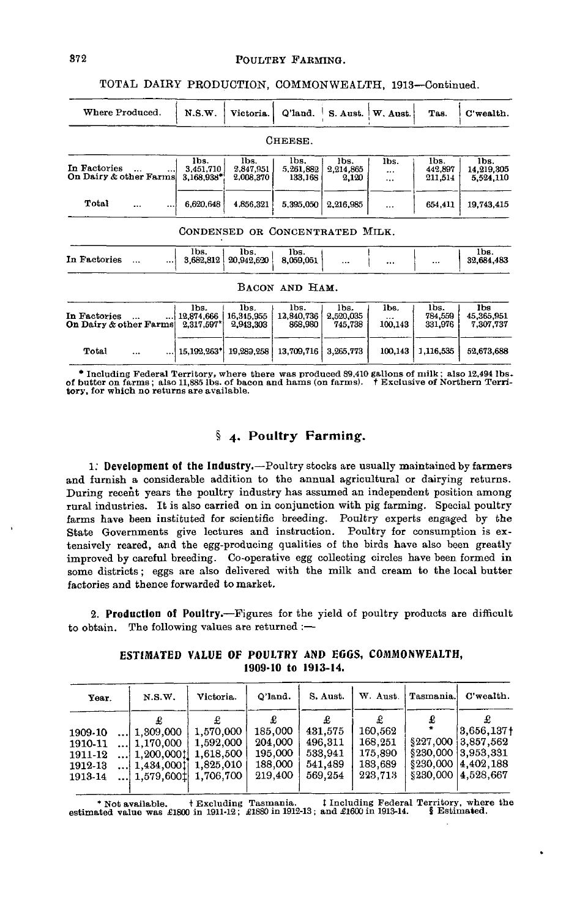TOTAL DAIRY PRODUCTION, COMMONWEALTH, 1913—Continued.

| Where Produced. | N.S.W. | Victoria. | Q'land. | S. Aust. | W. Aust. | Tas. | C'wealth. |
|---|---|---|---|---|---|---|---|
| | | | CHEESE. | | | | |
| | lbs. | lbs. | lbs. | lbs. | lbs. | lbs. | lbs. |
| In Factories ... ... | 3,451,710 | 2,847,951 | 5,261,882 | 2,214,865 | ... | 442,897 | 14,219,305 |
| On Dairy & other Farms | 3,168,938* | 2,008,370 | 133,168 | 2,120 | ... | 211,514 | 5,524,110 |
| Total ... ... | 6,620,648 | 4,856,321 | 5,395,050 | 2,216,985 | ... | 654,411 | 19,743,415 |
| | | | CONDENSED OR CONCENTRATED MILK. | | | | |
| | lbs. | lbs. | lbs. | | | | lbs. |
| In Factories ... ... | 3,682,812 | 20,942,620 | 8,059,051 | ... | ... | ... | 32,684,483 |
| | | | BACON AND HAM. | | | | |
| | lbs. | lbs. | lbs. | lbs. | lbs. | lbs. | lbs |
| In Factories ... ... | 12,874,666 | 16,345,955 | 12,840,736 | 2,520,035 | ... | 784,559 | 45,365,951 |
| On Dairy & other Farms | 2,317,597* | 2,943,303 | 868,980 | 745,738 | 100,143 | 331,976 | 7,307,737 |
| Total ... ... | 15,192,263* | 19,289,258 | 13,709,716 | 3,265,773 | 100,143 | 1,116,535 | 52,673,688 |

* Including Federal Territory, where there was produced 89,410 gallons of milk; also 12,494 lbs. of butter on farms; also 11,885 lbs. of bacon and hams (on farms). † Exclusive of Northern Territory, for which no returns are available.

## § 4. Poultry Farming.

1. **Development of the Industry.**—Poultry stocks are usually maintained by farmers and furnish a considerable addition to the annual agricultural or dairying returns. During recent years the poultry industry has assumed an independent position among rural industries. It is also carried on in conjunction with pig farming. Special poultry farms have been instituted for scientific breeding. Poultry experts engaged by the State Governments give lectures and instruction. Poultry for consumption is extensively reared, and the egg-producing qualities of the birds have also been greatly improved by careful breeding. Co-operative egg collecting circles have been formed in some districts; eggs are also delivered with the milk and cream to the local butter factories and thence forwarded to market.

2. **Production of Poultry.**—Figures for the yield of poultry products are difficult to obtain. The following values are returned :—

ESTIMATED VALUE OF POULTRY AND EGGS, COMMONWEALTH, 1909-10 to 1913-14.

| Year. | N.S.W. | Victoria. | Q'land. | S. Aust. | W. Aust. | Tasmania. | C'wealth. |
|---|---|---|---|---|---|---|---|
| | £ | £ | £ | £ | £ | £ | £ |
| 1909-10 ... | 1,309,000 | 1,570,000 | 185,000 | 431,575 | 160,562 | * | 3,656,137† |
| 1910-11 ... | 1,170,000 | 1,592,000 | 204,000 | 496,311 | 168,251 | §227,000 | 3,857,562 |
| 1911-12 ... | 1,200,000‡ | 1,618,500 | 195,000 | 533,941 | 175,890 | §230,000 | 3,953,331 |
| 1912-13 ... | 1,434,000‡ | 1,825,010 | 188,000 | 541,489 | 183,689 | §230,000 | 4,402,188 |
| 1913-14 ... | 1,579,600‡ | 1,706,700 | 219,400 | 569,254 | 223,713 | §230,000 | 4,528,667 |

* Not available. † Excluding Tasmania. ‡ Including Federal Territory, where the estimated value was £1800 in 1911-12; £1880 in 1912-13; and £1600 in 1913-14. § Estimated.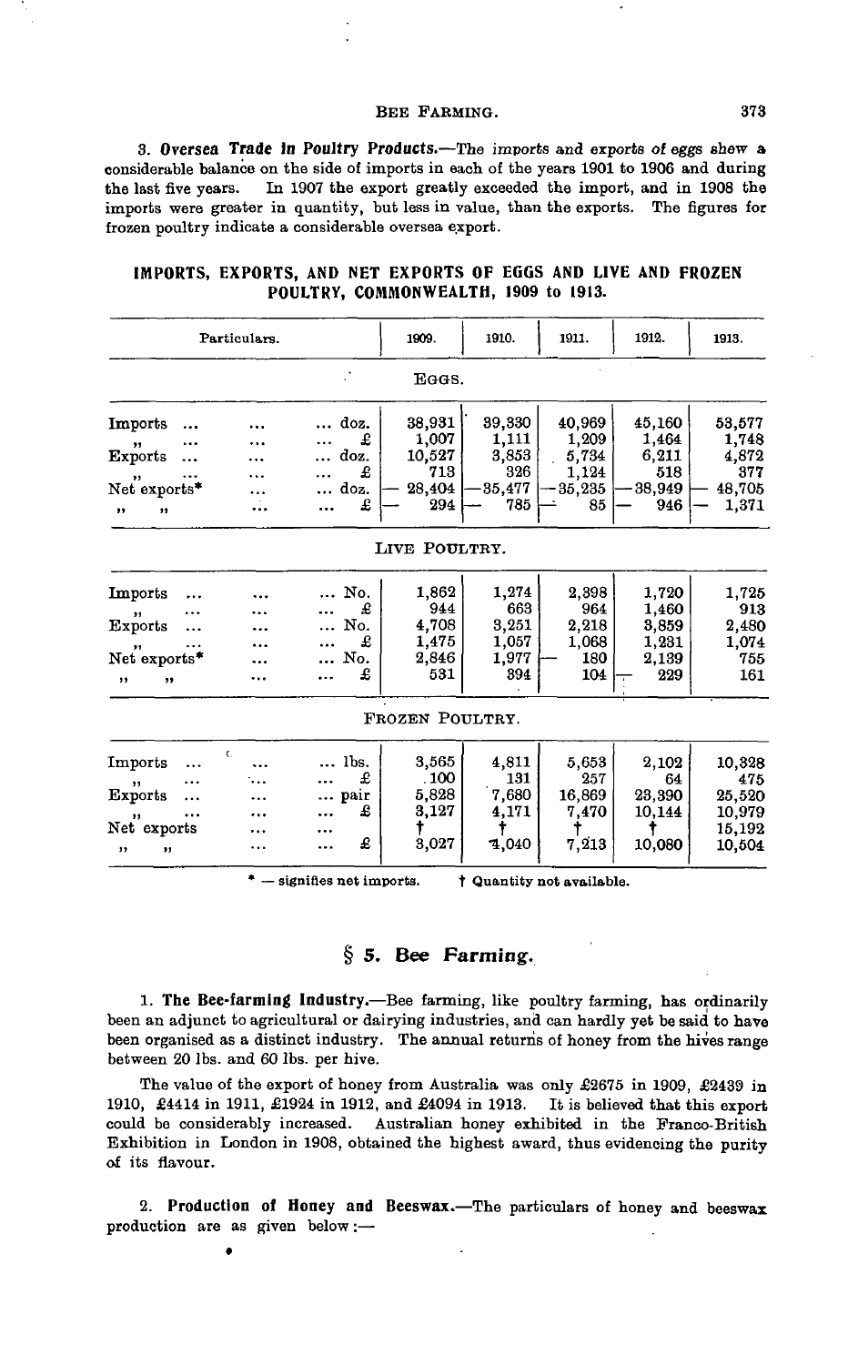3. **Oversea Trade in Poultry Products.**—The imports and exports of eggs shew a considerable balance on the side of imports in each of the years 1901 to 1906 and during the last five years. In 1907 the export greatly exceeded the import, and in 1908 the imports were greater in quantity, but less in value, than the exports. The figures for frozen poultry indicate a considerable oversea export.

**IMPORTS, EXPORTS, AND NET EXPORTS OF EGGS AND LIVE AND FROZEN POULTRY, COMMONWEALTH, 1909 to 1913.**

| Particulars. | | 1909. | 1910. | 1911. | 1912. | 1913. |
|---|---|---|---|---|---|---|
| | | EGGS. | | | | |
| Imports | doz. | 38,931 | 39,330 | 40,969 | 45,160 | 53,577 |
| " | £ | 1,007 | 1,111 | 1,209 | 1,464 | 1,748 |
| Exports | doz. | 10,527 | 3,853 | 5,734 | 6,211 | 4,872 |
| " | £ | 713 | 326 | 1,124 | 518 | 377 |
| Net exports* | doz. | — 28,404 | —35,477 | —35,235 | —38,949 | — 48,705 |
| " " | £ | — 294 | — 785 | — 85 | — 946 | — 1,371 |
| | | LIVE POULTRY. | | | | |
| Imports | No. | 1,862 | 1,274 | 2,398 | 1,720 | 1,725 |
| " | £ | 944 | 663 | 964 | 1,460 | 913 |
| Exports | No. | 4,708 | 3,251 | 2,218 | 3,859 | 2,480 |
| " | £ | 1,475 | 1,057 | 1,068 | 1,231 | 1,074 |
| Net exports* | No. | 2,846 | 1,977 | — 180 | 2,139 | 755 |
| " " | £ | 531 | 394 | 104 | — 229 | 161 |
| | | FROZEN POULTRY. | | | | |
| Imports | lbs. | 3,565 | 4,811 | 5,653 | 2,102 | 10,328 |
| " | £ | 100 | 131 | 257 | 64 | 475 |
| Exports | pair | 5,828 | 7,680 | 16,869 | 23,390 | 25,520 |
| " | £ | 3,127 | 4,171 | 7,470 | 10,144 | 10,979 |
| Net exports | | † | † | † | † | 15,192 |
| " " | £ | 3,027 | 4,040 | 7,213 | 10,080 | 10,504 |

\* — signifies net imports. † Quantity not available.

## § 5. Bee Farming.

1. **The Bee-farming Industry.**—Bee farming, like poultry farming, has ordinarily been an adjunct to agricultural or dairying industries, and can hardly yet be said to have been organised as a distinct industry. The annual returns of honey from the hives range between 20 lbs. and 60 lbs. per hive.

The value of the export of honey from Australia was only £2675 in 1909, £2439 in 1910, £4414 in 1911, £1924 in 1912, and £4094 in 1913. It is believed that this export could be considerably increased. Australian honey exhibited in the Franco-British Exhibition in London in 1908, obtained the highest award, thus evidencing the purity of its flavour.

2. **Production of Honey and Beeswax.**—The particulars of honey and beeswax production are as given below:—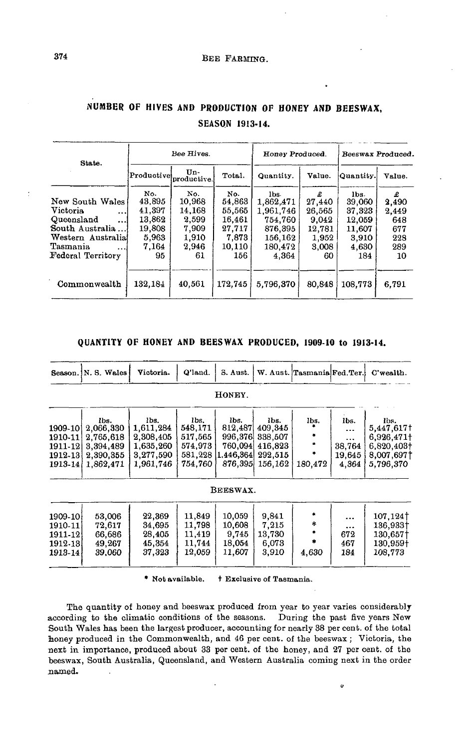## NUMBER OF HIVES AND PRODUCTION OF HONEY AND BEESWAX, SEASON 1913-14.

| State. | Bee Hives. | | | Honey Produced. | | Beeswax Produced. | |
|---|---|---|---|---|---|---|---|
| | Productive | Un-productive. | Total. | Quantity. | Value. | Quantity. | Value. |
| | No. | No. | No. | lbs. | £ | lbs. | £ |
| New South Wales | 43,895 | 10,968 | 54,863 | 1,862,471 | 27,440 | 39,060 | 2,490 |
| Victoria ... | 41,397 | 14,168 | 55,565 | 1,961,746 | 26,565 | 37,323 | 2,449 |
| Queensland ... | 13,862 | 2,599 | 16,461 | 754,760 | 9,042 | 12,059 | 648 |
| South Australia ... | 19,808 | 7,909 | 27,717 | 876,395 | 12,781 | 11,607 | 677 |
| Western Australia | 5,963 | 1,910 | 7,873 | 156,162 | 1,952 | 3,910 | 228 |
| Tasmania ... | 7,164 | 2,946 | 10,110 | 180,472 | 3,008 | 4,630 | 289 |
| Federal Territory | 95 | 61 | 156 | 4,364 | 60 | 184 | 10 |
| Commonwealth | 132,184 | 40,561 | 172,745 | 5,796,370 | 80,848 | 108,773 | 6,791 |

## QUANTITY OF HONEY AND BEESWAX PRODUCED, 1909-10 to 1913-14.

| Season. | N. S. Wales | Victoria. | Q'land. | S. Aust. | W. Aust. | Tasmania | Fed.Ter. | C'wealth. |
|---|---|---|---|---|---|---|---|---|
| | | | | HONEY. | | | | |
| | lbs. | lbs. | lbs. | lbs. | lbs. | lbs. | lbs. | lbs. |
| 1909-10 | 2,066,330 | 1,611,284 | 548,171 | 812,487 | 409,345 | * | ... | 5,447,617† |
| 1910-11 | 2,765,618 | 2,308,405 | 517,565 | 996,376 | 338,507 | * | ... | 6,926,471† |
| 1911-12 | 3,394,489 | 1,635,260 | 574,973 | 760,094 | 416,823 | * | 38,764 | 6,820,403† |
| 1912-13 | 2,390,355 | 3,277,590 | 581,228 | 1,446,364 | 292,515 | * | 19,645 | 8,007,697† |
| 1913-14 | 1,862,471 | 1,961,746 | 754,760 | 876,395 | 156,162 | 180,472 | 4,364 | 5,796,370 |
| | | | | BEESWAX. | | | | |
| 1909-10 | 53,006 | 22,369 | 11,849 | 10,059 | 9,841 | * | ... | 107,124† |
| 1910-11 | 72,617 | 34,695 | 11,798 | 10,608 | 7,215 | * | ... | 136,933† |
| 1911-12 | 66,686 | 28,405 | 11,419 | 9,745 | 13,730 | * | 672 | 130,657† |
| 1912-13 | 49,267 | 45,354 | 11,744 | 18,054 | 6,073 | * | 467 | 130,959† |
| 1913-14 | 39,060 | 37,323 | 12,059 | 11,607 | 3,910 | 4,630 | 184 | 108,773 |

\* Not available. † Exclusive of Tasmania.

The quantity of honey and beeswax produced from year to year varies considerably according to the climatic conditions of the seasons. During the past five years New South Wales has been the largest producer, accounting for nearly 38 per cent. of the total honey produced in the Commonwealth, and 46 per cent. of the beeswax; Victoria, the next in importance, produced about 33 per cent. of the honey, and 27 per cent. of the beeswax, South Australia, Queensland, and Western Australia coming next in the order named.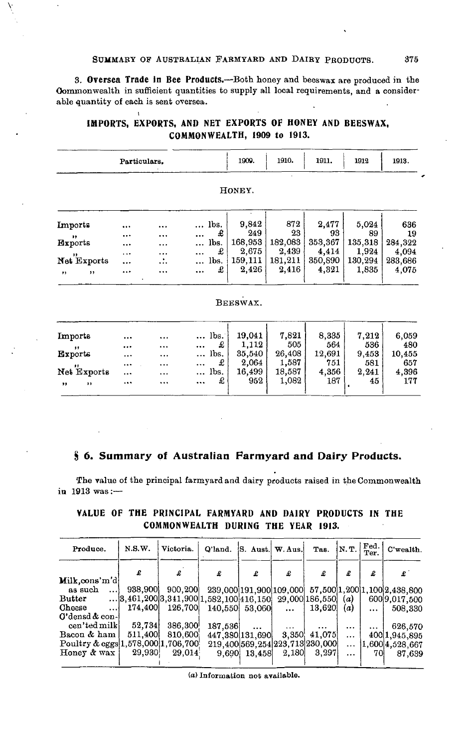3. **Oversea Trade in Bee Products.**—Both honey and beeswax are produced in the Commonwealth in sufficient quantities to supply all local requirements, and a considerable quantity of each is sent oversea.

**IMPORTS, EXPORTS, AND NET EXPORTS OF HONEY AND BEESWAX, COMMONWEALTH, 1909 to 1913.**

| Particulars. | | 1909. | 1910. | 1911. | 1912 | 1913. |
|---|---|---|---|---|---|---|
| HONEY. | | | | | | |
| Imports | lbs. | 9,842 | 872 | 2,477 | 5,024 | 636 |
| " | £ | 249 | 23 | 93 | 89 | 19 |
| Exports | lbs. | 168,953 | 182,083 | 353,367 | 135,318 | 284,322 |
| " | £ | 2,675 | 2,439 | 4,414 | 1,924 | 4,094 |
| Net Exports | lbs. | 159,111 | 181,211 | 350,890 | 130,294 | 283,686 |
| " " | £ | 2,426 | 2,416 | 4,321 | 1,835 | 4,075 |
| BEESWAX. | | | | | | |
| Imports | lbs. | 19,041 | 7,821 | 8,335 | 7,212 | 6,059 |
| " | £ | 1,112 | 505 | 564 | 536 | 480 |
| Exports | lbs. | 35,540 | 26,408 | 12,691 | 9,453 | 10,455 |
| " | £ | 2,064 | 1,587 | 751 | 581 | 657 |
| Net Exports | lbs. | 16,499 | 18,587 | 4,356 | 2,241 | 4,396 |
| " " | £ | 952 | 1,082 | 187 | 45 | 177 |

## § 6. Summary of Australian Farmyard and Dairy Products.

The value of the principal farmyard and dairy products raised in the Commonwealth in 1913 was:—

**VALUE OF THE PRINCIPAL FARMYARD AND DAIRY PRODUCTS IN THE COMMONWEALTH DURING THE YEAR 1913.**

| Produce. | N.S.W. | Victoria. | Q'land. | S. Aust. | W. Aus. | Tas. | N. T. | Fed. Ter. | C'wealth. |
|---|---|---|---|---|---|---|---|---|---|
| | £ | £ | £ | £ | £ | £ | £ | £ | £ |
| Milk, cons'm'd as such | 938,900 | 900,200 | 239,000 | 191,900 | 109,000 | 57,500 | 1,200 | 1,100 | 2,438,800 |
| Butter | 3,461,200 | 3,341,900 | 1,582,100 | 416,150 | 29,000 | 186,550 | (a) | 600 | 9,017,500 |
| Cheese | 174,400 | 126,700 | 140,550 | 53,060 | ... | 13,620 | (a) | ... | 508,330 |
| C'densd & con-cen'ted milk | 52,734 | 386,300 | 187,536 | ... | ... | ... | ... | ... | 626,570 |
| Bacon & ham | 511,400 | 810,600 | 447,380 | 131,690 | 3,350 | 41,075 | ... | 400 | 1,945,895 |
| Poultry & eggs | 1,578,000 | 1,706,700 | 219,400 | 569,254 | 223,713 | 230,000 | ... | 1,600 | 4,528,667 |
| Honey & wax | 29,930 | 29,014 | 9,690 | 13,458 | 2,180 | 3,297 | ... | 70 | 87,639 |

(a) Information not available.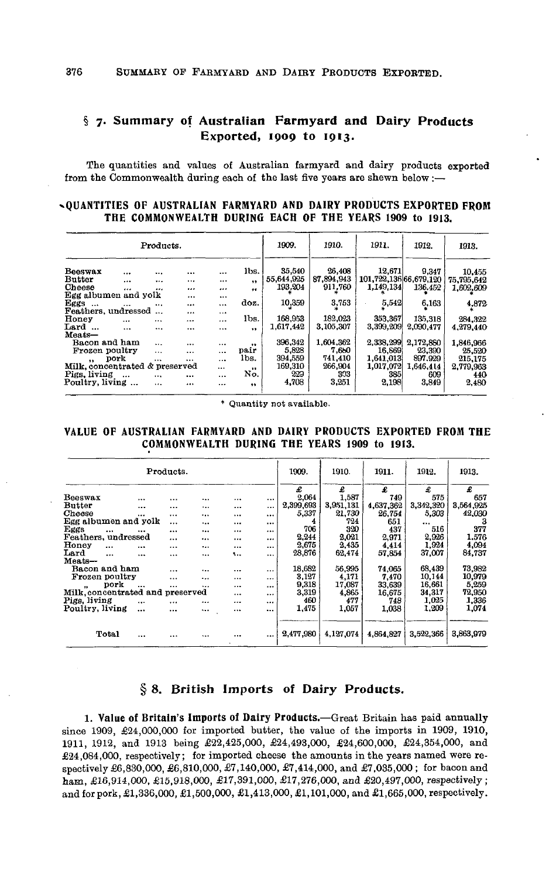## § 7. Summary of Australian Farmyard and Dairy Products Exported, 1909 to 1913.

The quantities and values of Australian farmyard and dairy products exported from the Commonwealth during each of the last five years are shewn below :—

### QUANTITIES OF AUSTRALIAN FARMYARD AND DAIRY PRODUCTS EXPORTED FROM THE COMMONWEALTH DURING EACH OF THE YEARS 1909 to 1913.

| Products. | | 1909. | 1910. | 1911. | 1912. | 1913. |
|---|---|---|---|---|---|---|
| Beeswax | lbs. | 35,540 | 26,408 | 12,671 | 9,347 | 10,455 |
| Butter | " | 55,644,925 | 87,894,943 | 101,722,136 | 66,679,120 | 75,795,642 |
| Cheese | " | 193,204 | 911,760 | 1,149,134 | 136,452 | 1,602,609 |
| Egg albumen and yolk | ... | * | * | * | * | * |
| Eggs | doz. | 10,359 | 3,753 | 5,542 | 6,163 | 4,872 |
| Feathers, undressed | ... | * | * | * | * | * |
| Honey | lbs. | 168,953 | 182,023 | 353,367 | 135,318 | 284,322 |
| Lard | " | 1,617,442 | 3,105,307 | 3,399,209 | 2,090,477 | 4,279,440 |
| Meats— | | | | | | |
| Bacon and ham | " | 396,342 | 1,604,362 | 2,338,299 | 2,172,880 | 1,846,966 |
| Frozen poultry | pair | 5,828 | 7,680 | 16,869 | 23,390 | 25,520 |
| " pork | lbs. | 394,559 | 741,410 | 1,641,013 | 897,929 | 215,175 |
| Milk, concentrated & preserved | " | 169,310 | 266,904 | 1,017,072 | 1,646,414 | 2,779,963 |
| Pigs, living | No. | 229 | 303 | 385 | 609 | 440 |
| Poultry, living | " | 4,708 | 3,251 | 2,198 | 3,849 | 2,480 |

\* Quantity not available.

### VALUE OF AUSTRALIAN FARMYARD AND DAIRY PRODUCTS EXPORTED FROM THE COMMONWEALTH DURING THE YEARS 1909 to 1913.

| Products. | 1909. | 1910. | 1911. | 1912. | 1913. |
|---|---|---|---|---|---|
| | £ | £ | £ | £ | £ |
| Beeswax | 2,064 | 1,587 | 749 | 575 | 657 |
| Butter | 2,399,693 | 3,951,131 | 4,637,362 | 3,342,320 | 3,564,925 |
| Cheese | 5,337 | 21,730 | 26,754 | 5,303 | 42,030 |
| Egg albumen and yolk | 4 | 724 | 651 | ... | 3 |
| Eggs | 706 | 320 | 437 | 516 | 377 |
| Feathers, undressed | 2,244 | 2,021 | 2,971 | 2,926 | 1,576 |
| Honey | 2,675 | 2,435 | 4,414 | 1,924 | 4,094 |
| Lard | 28,876 | 62,474 | 57,854 | 37,007 | 84,737 |
| Meats— | | | | | |
| Bacon and ham | 18,682 | 56,995 | 74,065 | 68,439 | 73,982 |
| Frozen poultry | 3,127 | 4,171 | 7,470 | 10,144 | 10,979 |
| " pork | 9,318 | 17,087 | 33,639 | 16,661 | 5,259 |
| Milk, concentrated and preserved | 3,319 | 4,865 | 16,675 | 34,317 | 72,950 |
| Pigs, living | 460 | 477 | 748 | 1,025 | 1,336 |
| Poultry, living | 1,475 | 1,057 | 1,038 | 1,209 | 1,074 |
| Total | 2,477,980 | 4,127,074 | 4,864,827 | 3,522,366 | 3,863,979 |

## § 8. British Imports of Dairy Products.

**1. Value of Britain's Imports of Dairy Products.**—Great Britain has paid annually since 1909, £24,000,000 for imported butter, the value of the imports in 1909, 1910, 1911, 1912, and 1913 being £22,425,000, £24,493,000, £24,600,000, £24,354,000, and £24,084,000, respectively; for imported cheese the amounts in the years named were respectively £6,830,000, £6,810,000, £7,140,000, £7,414,000, and £7,035,000 ; for bacon and ham, £16,914,000, £15,918,000, £17,391,000, £17,276,000, and £20,497,000, respectively ; and for pork, £1,336,000, £1,500,000, £1,413,000, £1,101,000, and £1,665,000, respectively.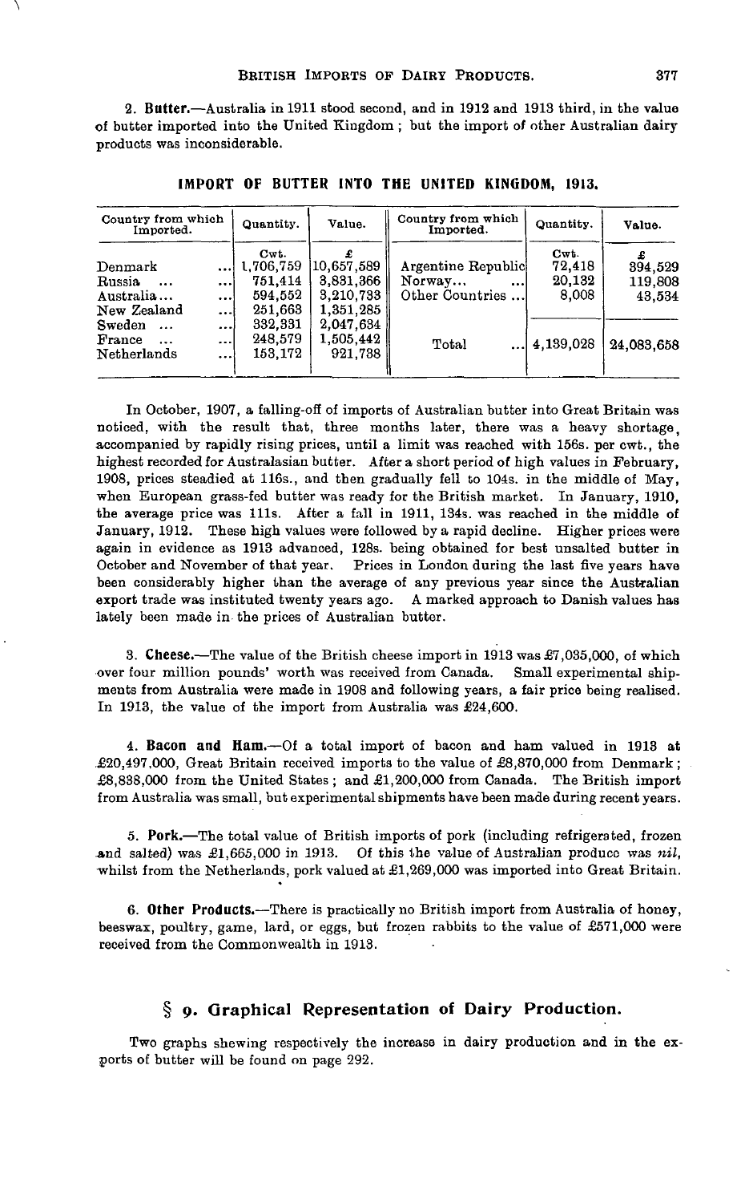2. **Butter.**—Australia in 1911 stood second, and in 1912 and 1913 third, in the value of butter imported into the United Kingdom; but the import of other Australian dairy products was inconsiderable.

### IMPORT OF BUTTER INTO THE UNITED KINGDOM, 1913.

| Country from which Imported. | Quantity. | Value. | Country from which Imported. | Quantity. | Value. |
|---|---|---|---|---|---|
| | Cwt. | £ | | Cwt. | £ |
| Denmark ... | 1,706,759 | 10,657,589 | Argentine Republic | 72,418 | 394,529 |
| Russia ... ... | 751,414 | 3,831,366 | Norway... ... | 20,132 | 119,808 |
| Australia... ... | 594,552 | 3,210,733 | Other Countries ... | 8,008 | 43,534 |
| New Zealand ... | 251,663 | 1,351,285 | | | |
| Sweden ... ... | 332,331 | 2,047,634 | | | |
| France ... ... | 248,579 | 1,505,442 | Total ... | 4,139,028 | 24,083,658 |
| Netherlands ... | 153,172 | 921,738 | | | |

In October, 1907, a falling-off of imports of Australian butter into Great Britain was noticed, with the result that, three months later, there was a heavy shortage, accompanied by rapidly rising prices, until a limit was reached with 156s. per cwt., the highest recorded for Australasian butter. After a short period of high values in February, 1908, prices steadied at 116s., and then gradually fell to 104s. in the middle of May, when European grass-fed butter was ready for the British market. In January, 1910, the average price was 111s. After a fall in 1911, 134s. was reached in the middle of January, 1912. These high values were followed by a rapid decline. Higher prices were again in evidence as 1913 advanced, 128s. being obtained for best unsalted butter in October and November of that year. Prices in London during the last five years have been considerably higher than the average of any previous year since the Australian export trade was instituted twenty years ago. A marked approach to Danish values has lately been made in the prices of Australian butter.

3. **Cheese.**—The value of the British cheese import in 1913 was £7,035,000, of which over four million pounds' worth was received from Canada. Small experimental shipments from Australia were made in 1908 and following years, a fair price being realised. In 1913, the value of the import from Australia was £24,600.

4. **Bacon and Ham.**—Of a total import of bacon and ham valued in 1913 at £20,497,000, Great Britain received imports to the value of £8,870,000 from Denmark; £8,838,000 from the United States; and £1,200,000 from Canada. The British import from Australia was small, but experimental shipments have been made during recent years.

5. **Pork.**—The total value of British imports of pork (including refrigerated, frozen and salted) was £1,665,000 in 1913. Of this the value of Australian produce was *nil*, whilst from the Netherlands, pork valued at £1,269,000 was imported into Great Britain.

6. **Other Products.**—There is practically no British import from Australia of honey, beeswax, poultry, game, lard, or eggs, but frozen rabbits to the value of £571,000 were received from the Commonwealth in 1913.

## § 9. Graphical Representation of Dairy Production.

Two graphs shewing respectively the increase in dairy production and in the exports of butter will be found on page 292.